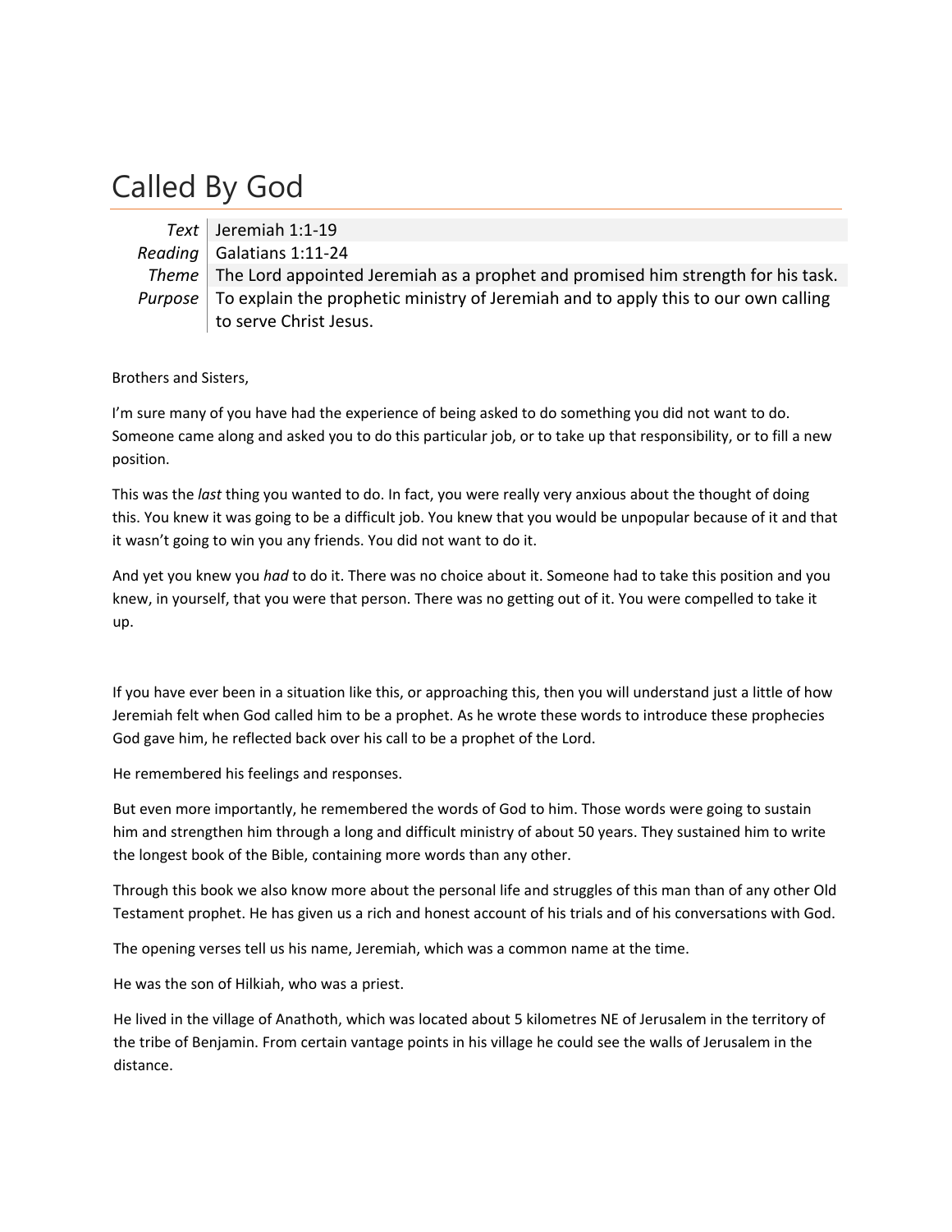# Called By God

| | |
|---|---|
| *Text* | Jeremiah 1:1-19 |
| *Reading* | Galatians 1:11-24 |
| *Theme* | The Lord appointed Jeremiah as a prophet and promised him strength for his task. |
| *Purpose* | To explain the prophetic ministry of Jeremiah and to apply this to our own calling to serve Christ Jesus. |

Brothers and Sisters,

I'm sure many of you have had the experience of being asked to do something you did not want to do. Someone came along and asked you to do this particular job, or to take up that responsibility, or to fill a new position.

This was the *last* thing you wanted to do. In fact, you were really very anxious about the thought of doing this. You knew it was going to be a difficult job. You knew that you would be unpopular because of it and that it wasn't going to win you any friends. You did not want to do it.

And yet you knew you *had* to do it. There was no choice about it. Someone had to take this position and you knew, in yourself, that you were that person. There was no getting out of it. You were compelled to take it up.

If you have ever been in a situation like this, or approaching this, then you will understand just a little of how Jeremiah felt when God called him to be a prophet. As he wrote these words to introduce these prophecies God gave him, he reflected back over his call to be a prophet of the Lord.

He remembered his feelings and responses.

But even more importantly, he remembered the words of God to him. Those words were going to sustain him and strengthen him through a long and difficult ministry of about 50 years. They sustained him to write the longest book of the Bible, containing more words than any other.

Through this book we also know more about the personal life and struggles of this man than of any other Old Testament prophet. He has given us a rich and honest account of his trials and of his conversations with God.

The opening verses tell us his name, Jeremiah, which was a common name at the time.

He was the son of Hilkiah, who was a priest.

He lived in the village of Anathoth, which was located about 5 kilometres NE of Jerusalem in the territory of the tribe of Benjamin. From certain vantage points in his village he could see the walls of Jerusalem in the distance.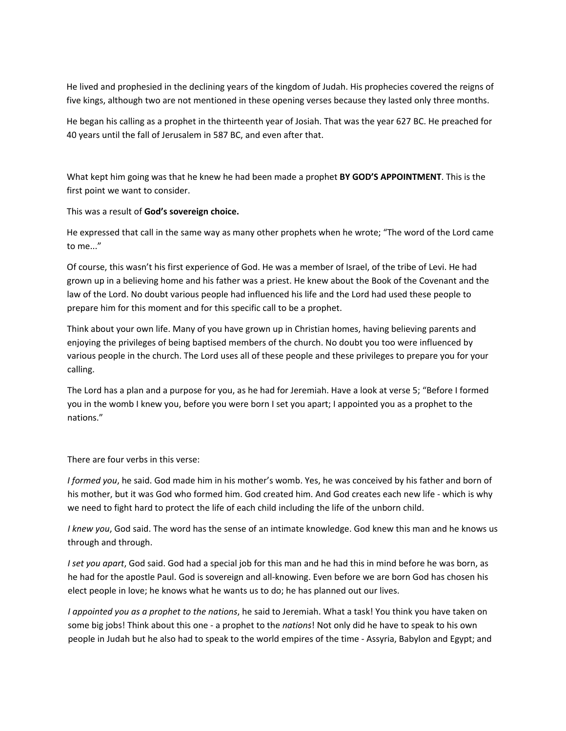He lived and prophesied in the declining years of the kingdom of Judah. His prophecies covered the reigns of five kings, although two are not mentioned in these opening verses because they lasted only three months.

He began his calling as a prophet in the thirteenth year of Josiah. That was the year 627 BC. He preached for 40 years until the fall of Jerusalem in 587 BC, and even after that.

What kept him going was that he knew he had been made a prophet **BY GOD'S APPOINTMENT**. This is the first point we want to consider.

This was a result of **God's sovereign choice.**

He expressed that call in the same way as many other prophets when he wrote; "The word of the Lord came to me..."

Of course, this wasn't his first experience of God. He was a member of Israel, of the tribe of Levi. He had grown up in a believing home and his father was a priest. He knew about the Book of the Covenant and the law of the Lord. No doubt various people had influenced his life and the Lord had used these people to prepare him for this moment and for this specific call to be a prophet.

Think about your own life. Many of you have grown up in Christian homes, having believing parents and enjoying the privileges of being baptised members of the church. No doubt you too were influenced by various people in the church. The Lord uses all of these people and these privileges to prepare you for your calling.

The Lord has a plan and a purpose for you, as he had for Jeremiah. Have a look at verse 5; "Before I formed you in the womb I knew you, before you were born I set you apart; I appointed you as a prophet to the nations."

There are four verbs in this verse:

*I formed you*, he said. God made him in his mother's womb. Yes, he was conceived by his father and born of his mother, but it was God who formed him. God created him. And God creates each new life - which is why we need to fight hard to protect the life of each child including the life of the unborn child.

*I knew you*, God said. The word has the sense of an intimate knowledge. God knew this man and he knows us through and through.

*I set you apart*, God said. God had a special job for this man and he had this in mind before he was born, as he had for the apostle Paul. God is sovereign and all-knowing. Even before we are born God has chosen his elect people in love; he knows what he wants us to do; he has planned out our lives.

*I appointed you as a prophet to the nations*, he said to Jeremiah. What a task! You think you have taken on some big jobs! Think about this one - a prophet to the *nations*! Not only did he have to speak to his own people in Judah but he also had to speak to the world empires of the time - Assyria, Babylon and Egypt; and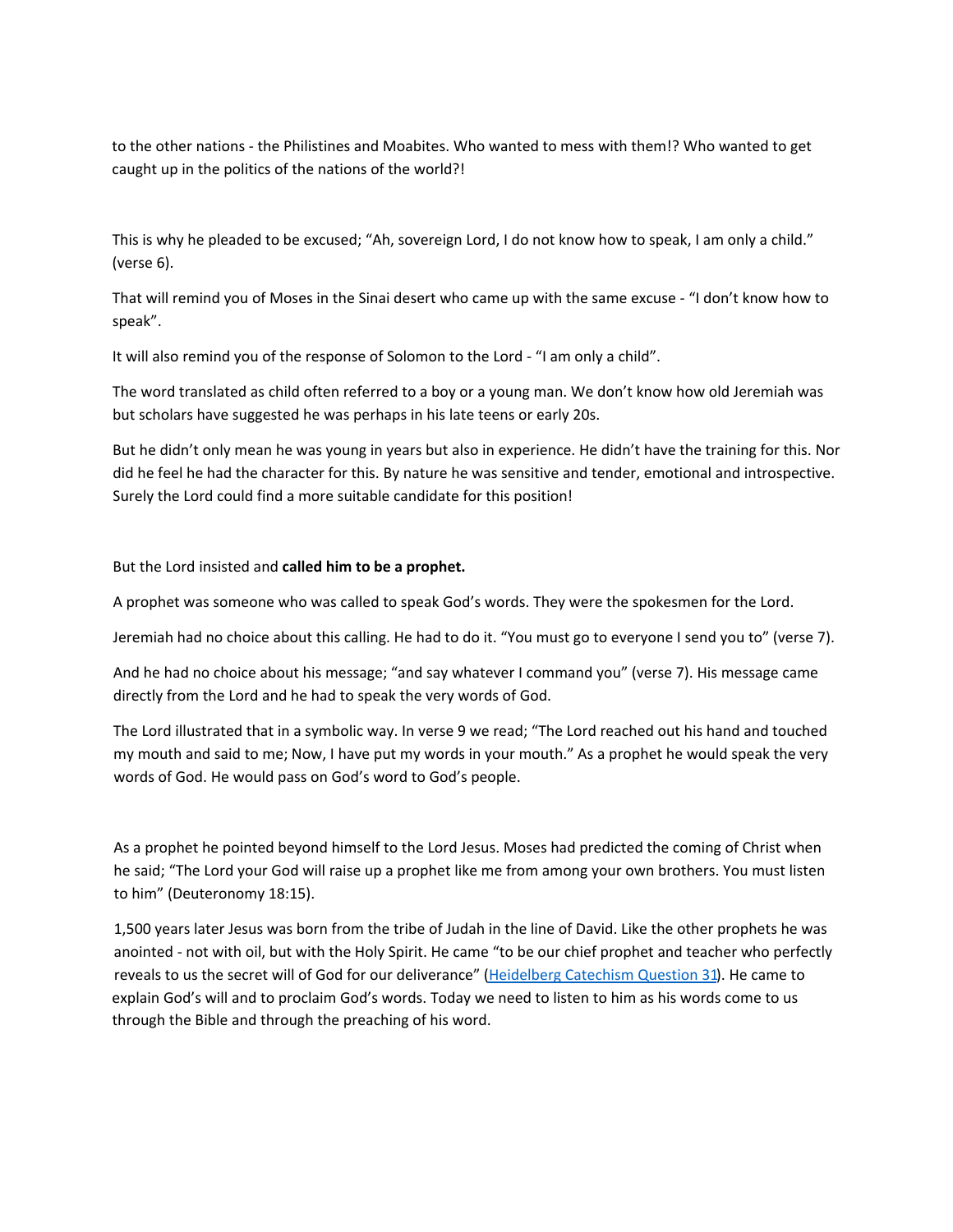to the other nations - the Philistines and Moabites. Who wanted to mess with them!? Who wanted to get caught up in the politics of the nations of the world?!

This is why he pleaded to be excused; “Ah, sovereign Lord, I do not know how to speak, I am only a child.” (verse 6).

That will remind you of Moses in the Sinai desert who came up with the same excuse - “I don’t know how to speak”.

It will also remind you of the response of Solomon to the Lord - “I am only a child”.

The word translated as child often referred to a boy or a young man. We don’t know how old Jeremiah was but scholars have suggested he was perhaps in his late teens or early 20s.

But he didn’t only mean he was young in years but also in experience. He didn’t have the training for this. Nor did he feel he had the character for this. By nature he was sensitive and tender, emotional and introspective. Surely the Lord could find a more suitable candidate for this position!

But the Lord insisted and **called him to be a prophet.**

A prophet was someone who was called to speak God’s words. They were the spokesmen for the Lord.

Jeremiah had no choice about this calling. He had to do it. “You must go to everyone I send you to” (verse 7).

And he had no choice about his message; “and say whatever I command you” (verse 7). His message came directly from the Lord and he had to speak the very words of God.

The Lord illustrated that in a symbolic way. In verse 9 we read; “The Lord reached out his hand and touched my mouth and said to me; Now, I have put my words in your mouth.” As a prophet he would speak the very words of God. He would pass on God’s word to God’s people.

As a prophet he pointed beyond himself to the Lord Jesus. Moses had predicted the coming of Christ when he said; “The Lord your God will raise up a prophet like me from among your own brothers. You must listen to him” (Deuteronomy 18:15).

1,500 years later Jesus was born from the tribe of Judah in the line of David. Like the other prophets he was anointed - not with oil, but with the Holy Spirit. He came “to be our chief prophet and teacher who perfectly reveals to us the secret will of God for our deliverance” (Heidelberg Catechism Question 31). He came to explain God’s will and to proclaim God’s words. Today we need to listen to him as his words come to us through the Bible and through the preaching of his word.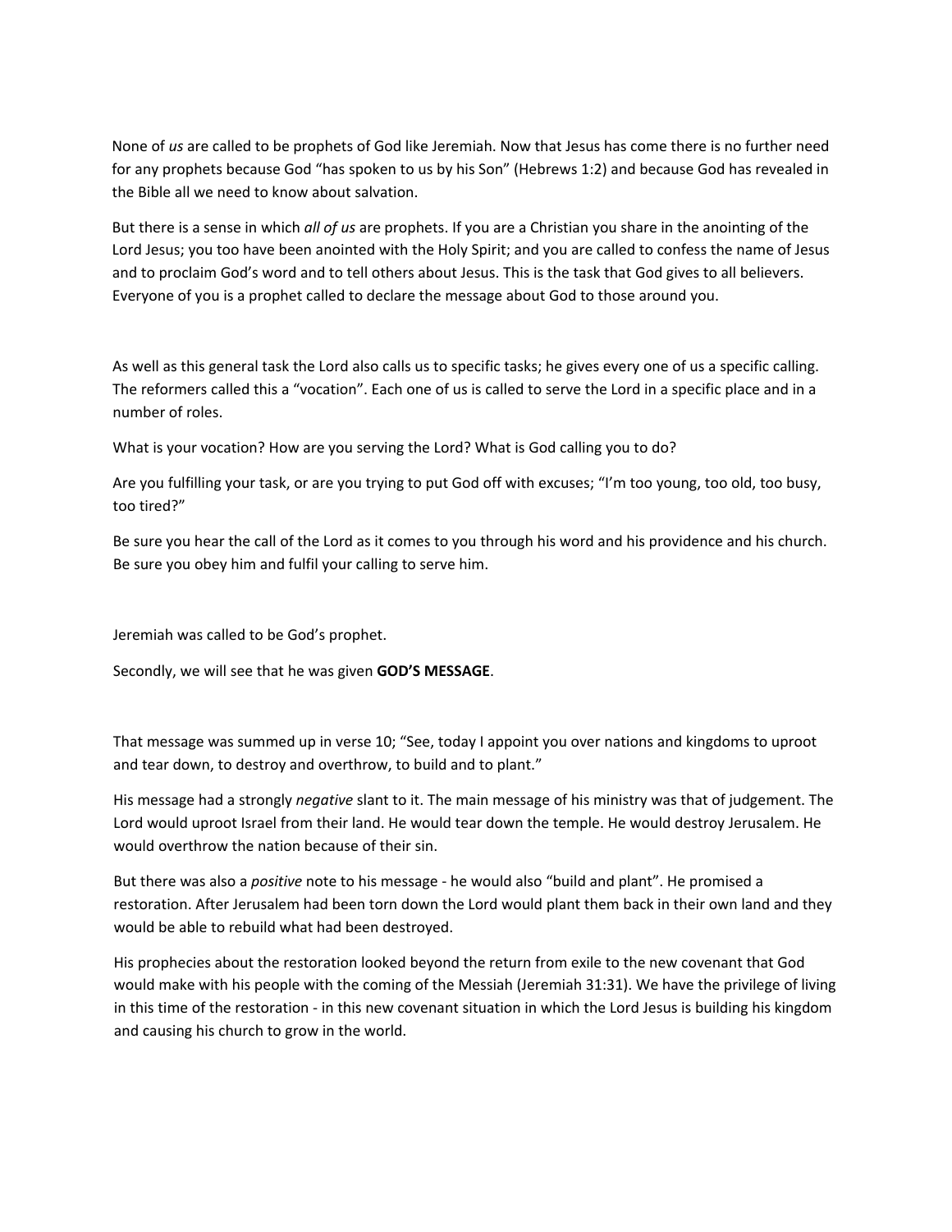None of *us* are called to be prophets of God like Jeremiah. Now that Jesus has come there is no further need for any prophets because God "has spoken to us by his Son" (Hebrews 1:2) and because God has revealed in the Bible all we need to know about salvation.

But there is a sense in which *all of us* are prophets. If you are a Christian you share in the anointing of the Lord Jesus; you too have been anointed with the Holy Spirit; and you are called to confess the name of Jesus and to proclaim God's word and to tell others about Jesus. This is the task that God gives to all believers. Everyone of you is a prophet called to declare the message about God to those around you.

As well as this general task the Lord also calls us to specific tasks; he gives every one of us a specific calling. The reformers called this a "vocation". Each one of us is called to serve the Lord in a specific place and in a number of roles.

What is your vocation? How are you serving the Lord? What is God calling you to do?

Are you fulfilling your task, or are you trying to put God off with excuses; "I'm too young, too old, too busy, too tired?"

Be sure you hear the call of the Lord as it comes to you through his word and his providence and his church. Be sure you obey him and fulfil your calling to serve him.

Jeremiah was called to be God's prophet.

Secondly, we will see that he was given **GOD'S MESSAGE**.

That message was summed up in verse 10; "See, today I appoint you over nations and kingdoms to uproot and tear down, to destroy and overthrow, to build and to plant."

His message had a strongly *negative* slant to it. The main message of his ministry was that of judgement. The Lord would uproot Israel from their land. He would tear down the temple. He would destroy Jerusalem. He would overthrow the nation because of their sin.

But there was also a *positive* note to his message - he would also "build and plant". He promised a restoration. After Jerusalem had been torn down the Lord would plant them back in their own land and they would be able to rebuild what had been destroyed.

His prophecies about the restoration looked beyond the return from exile to the new covenant that God would make with his people with the coming of the Messiah (Jeremiah 31:31). We have the privilege of living in this time of the restoration - in this new covenant situation in which the Lord Jesus is building his kingdom and causing his church to grow in the world.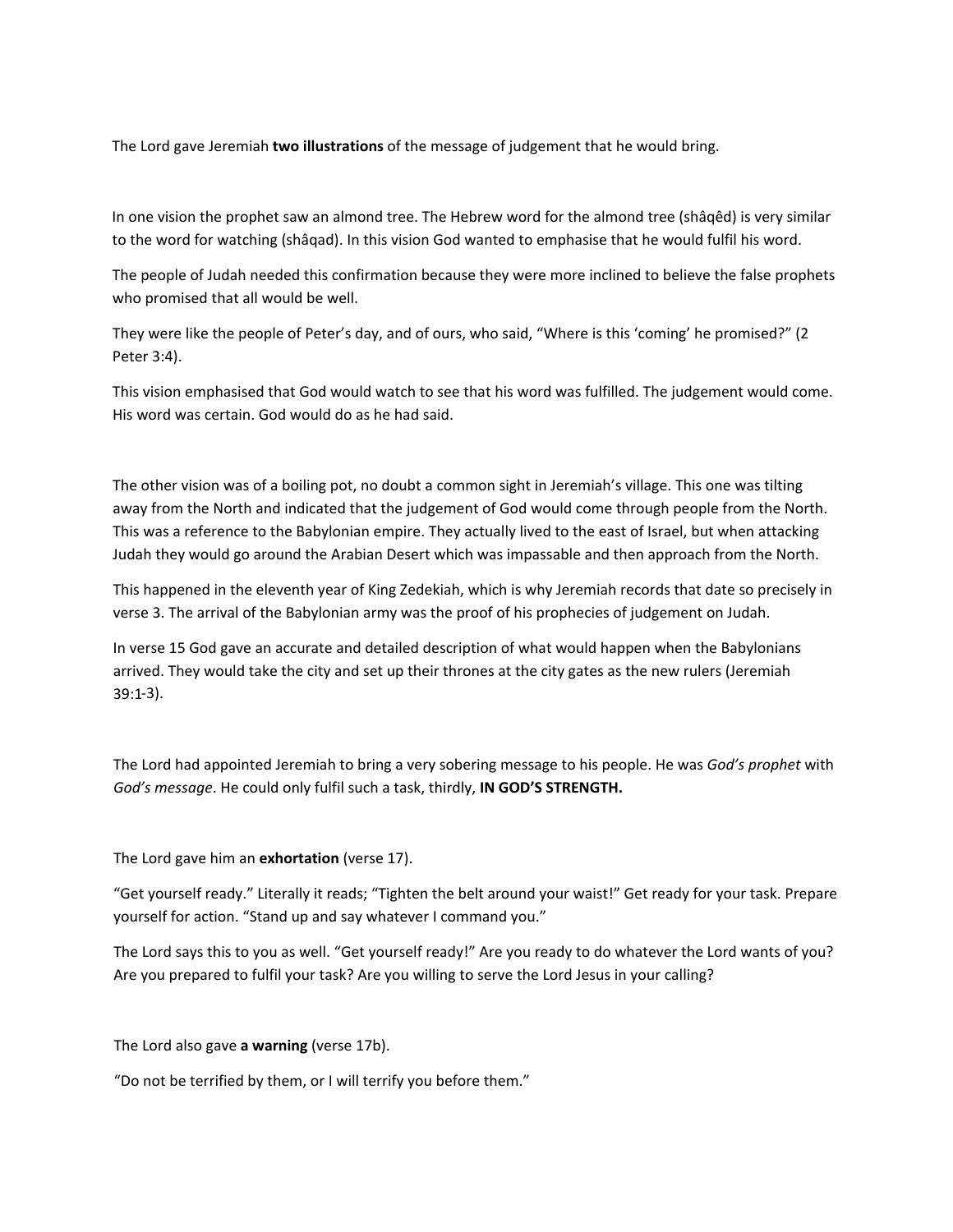The Lord gave Jeremiah **two illustrations** of the message of judgement that he would bring.

In one vision the prophet saw an almond tree. The Hebrew word for the almond tree (shâqêd) is very similar to the word for watching (shâqad). In this vision God wanted to emphasise that he would fulfil his word.

The people of Judah needed this confirmation because they were more inclined to believe the false prophets who promised that all would be well.

They were like the people of Peter's day, and of ours, who said, "Where is this 'coming' he promised?" (2 Peter 3:4).

This vision emphasised that God would watch to see that his word was fulfilled. The judgement would come. His word was certain. God would do as he had said.

The other vision was of a boiling pot, no doubt a common sight in Jeremiah's village. This one was tilting away from the North and indicated that the judgement of God would come through people from the North. This was a reference to the Babylonian empire. They actually lived to the east of Israel, but when attacking Judah they would go around the Arabian Desert which was impassable and then approach from the North.

This happened in the eleventh year of King Zedekiah, which is why Jeremiah records that date so precisely in verse 3. The arrival of the Babylonian army was the proof of his prophecies of judgement on Judah.

In verse 15 God gave an accurate and detailed description of what would happen when the Babylonians arrived. They would take the city and set up their thrones at the city gates as the new rulers (Jeremiah 39:1-3).

The Lord had appointed Jeremiah to bring a very sobering message to his people. He was *God's prophet* with *God's message*. He could only fulfil such a task, thirdly, **IN GOD'S STRENGTH.**

The Lord gave him an **exhortation** (verse 17).

"Get yourself ready." Literally it reads; "Tighten the belt around your waist!" Get ready for your task. Prepare yourself for action. "Stand up and say whatever I command you."

The Lord says this to you as well. "Get yourself ready!" Are you ready to do whatever the Lord wants of you? Are you prepared to fulfil your task? Are you willing to serve the Lord Jesus in your calling?

The Lord also gave **a warning** (verse 17b).

"Do not be terrified by them, or I will terrify you before them."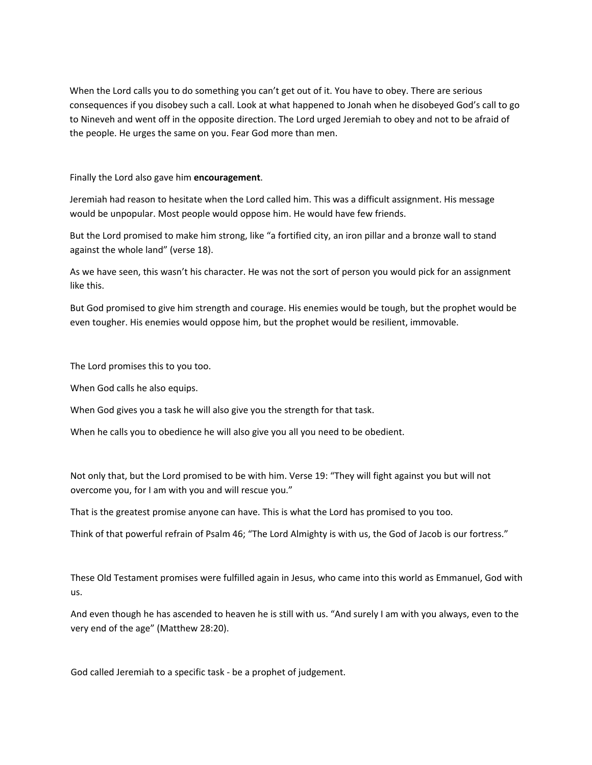When the Lord calls you to do something you can't get out of it. You have to obey. There are serious consequences if you disobey such a call. Look at what happened to Jonah when he disobeyed God's call to go to Nineveh and went off in the opposite direction. The Lord urged Jeremiah to obey and not to be afraid of the people. He urges the same on you. Fear God more than men.

Finally the Lord also gave him **encouragement**.

Jeremiah had reason to hesitate when the Lord called him. This was a difficult assignment. His message would be unpopular. Most people would oppose him. He would have few friends.

But the Lord promised to make him strong, like "a fortified city, an iron pillar and a bronze wall to stand against the whole land" (verse 18).

As we have seen, this wasn't his character. He was not the sort of person you would pick for an assignment like this.

But God promised to give him strength and courage. His enemies would be tough, but the prophet would be even tougher. His enemies would oppose him, but the prophet would be resilient, immovable.

The Lord promises this to you too.

When God calls he also equips.

When God gives you a task he will also give you the strength for that task.

When he calls you to obedience he will also give you all you need to be obedient.

Not only that, but the Lord promised to be with him. Verse 19: "They will fight against you but will not overcome you, for I am with you and will rescue you."

That is the greatest promise anyone can have. This is what the Lord has promised to you too.

Think of that powerful refrain of Psalm 46; "The Lord Almighty is with us, the God of Jacob is our fortress."

These Old Testament promises were fulfilled again in Jesus, who came into this world as Emmanuel, God with us.

And even though he has ascended to heaven he is still with us. "And surely I am with you always, even to the very end of the age" (Matthew 28:20).

God called Jeremiah to a specific task - be a prophet of judgement.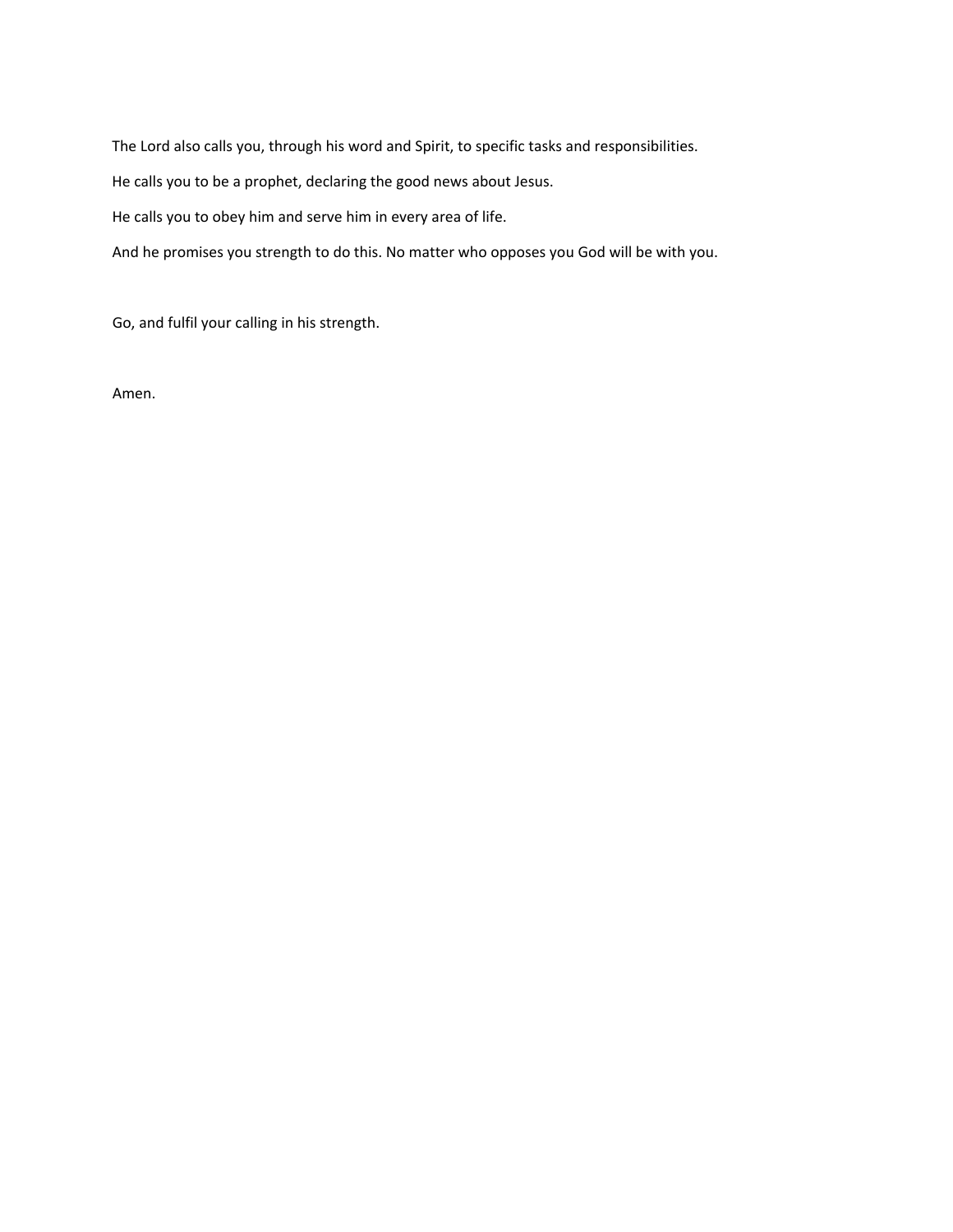The Lord also calls you, through his word and Spirit, to specific tasks and responsibilities.

He calls you to be a prophet, declaring the good news about Jesus.

He calls you to obey him and serve him in every area of life.

And he promises you strength to do this. No matter who opposes you God will be with you.

Go, and fulfil your calling in his strength.

Amen.